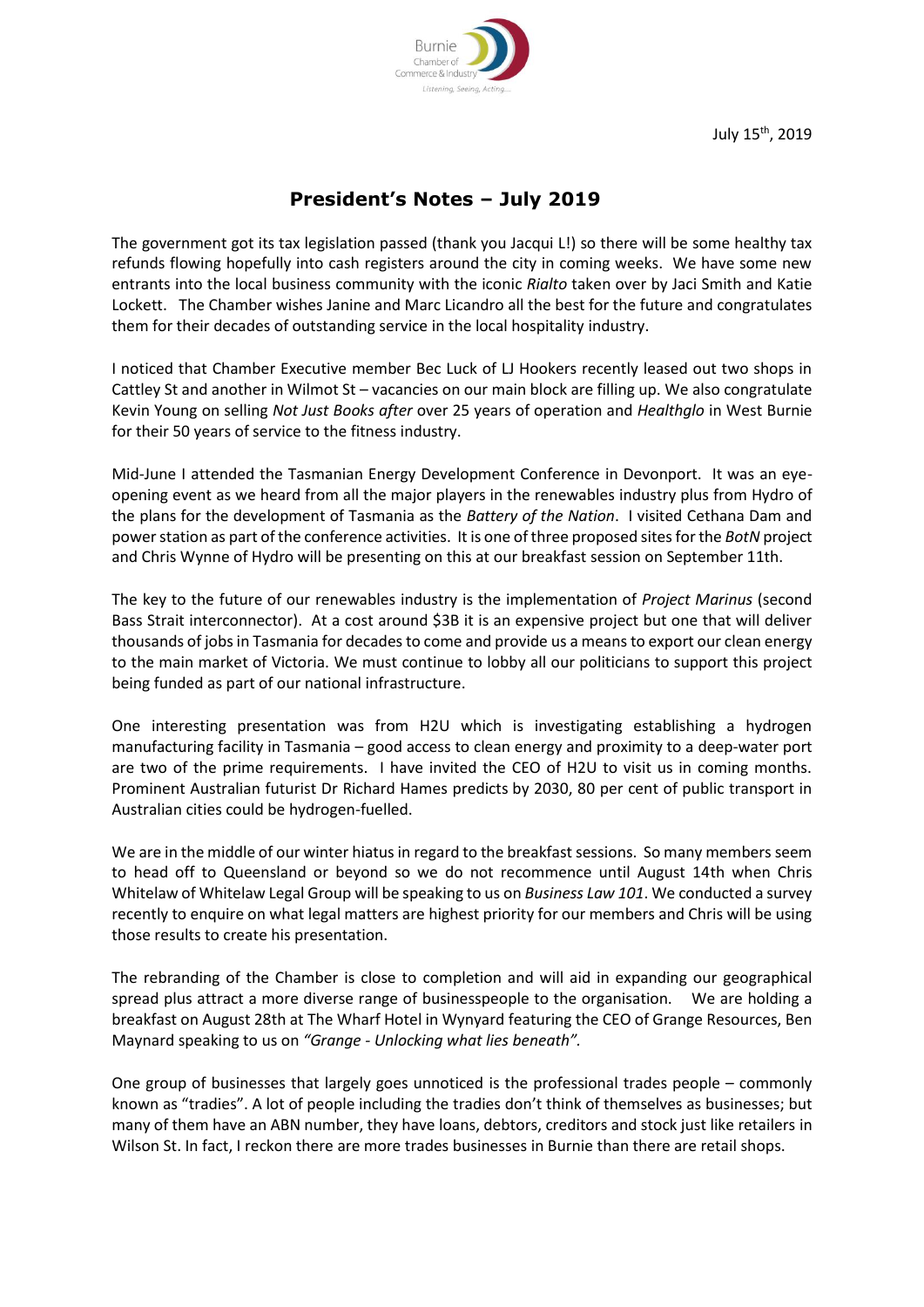July 15th, 2019

# President's Notes – July 2019

The government got its tax legislation passed (thank you Jacqui L!) so there will be some healthy tax refunds flowing hopefully into cash registers around the city in coming weeks. We have some new entrants into the local business community with the iconic *Rialto* taken over by Jaci Smith and Katie Lockett. The Chamber wishes Janine and Marc Licandro all the best for the future and congratulates them for their decades of outstanding service in the local hospitality industry.

I noticed that Chamber Executive member Bec Luck of LJ Hookers recently leased out two shops in Cattley St and another in Wilmot St – vacancies on our main block are filling up. We also congratulate Kevin Young on selling *Not Just Books after* over 25 years of operation and *Healthglo* in West Burnie for their 50 years of service to the fitness industry.

Mid-June I attended the Tasmanian Energy Development Conference in Devonport. It was an eye-opening event as we heard from all the major players in the renewables industry plus from Hydro of the plans for the development of Tasmania as the *Battery of the Nation*. I visited Cethana Dam and power station as part of the conference activities. It is one of three proposed sites for the *BotN* project and Chris Wynne of Hydro will be presenting on this at our breakfast session on September 11th.

The key to the future of our renewables industry is the implementation of *Project Marinus* (second Bass Strait interconnector). At a cost around $3B it is an expensive project but one that will deliver thousands of jobs in Tasmania for decades to come and provide us a means to export our clean energy to the main market of Victoria. We must continue to lobby all our politicians to support this project being funded as part of our national infrastructure.

One interesting presentation was from H2U which is investigating establishing a hydrogen manufacturing facility in Tasmania – good access to clean energy and proximity to a deep-water port are two of the prime requirements. I have invited the CEO of H2U to visit us in coming months. Prominent Australian futurist Dr Richard Hames predicts by 2030, 80 per cent of public transport in Australian cities could be hydrogen-fuelled.

We are in the middle of our winter hiatus in regard to the breakfast sessions. So many members seem to head off to Queensland or beyond so we do not recommence until August 14th when Chris Whitelaw of Whitelaw Legal Group will be speaking to us on *Business Law 101*. We conducted a survey recently to enquire on what legal matters are highest priority for our members and Chris will be using those results to create his presentation.

The rebranding of the Chamber is close to completion and will aid in expanding our geographical spread plus attract a more diverse range of businesspeople to the organisation. We are holding a breakfast on August 28th at The Wharf Hotel in Wynyard featuring the CEO of Grange Resources, Ben Maynard speaking to us on *"Grange - Unlocking what lies beneath"*.

One group of businesses that largely goes unnoticed is the professional trades people – commonly known as "tradies". A lot of people including the tradies don't think of themselves as businesses; but many of them have an ABN number, they have loans, debtors, creditors and stock just like retailers in Wilson St. In fact, I reckon there are more trades businesses in Burnie than there are retail shops.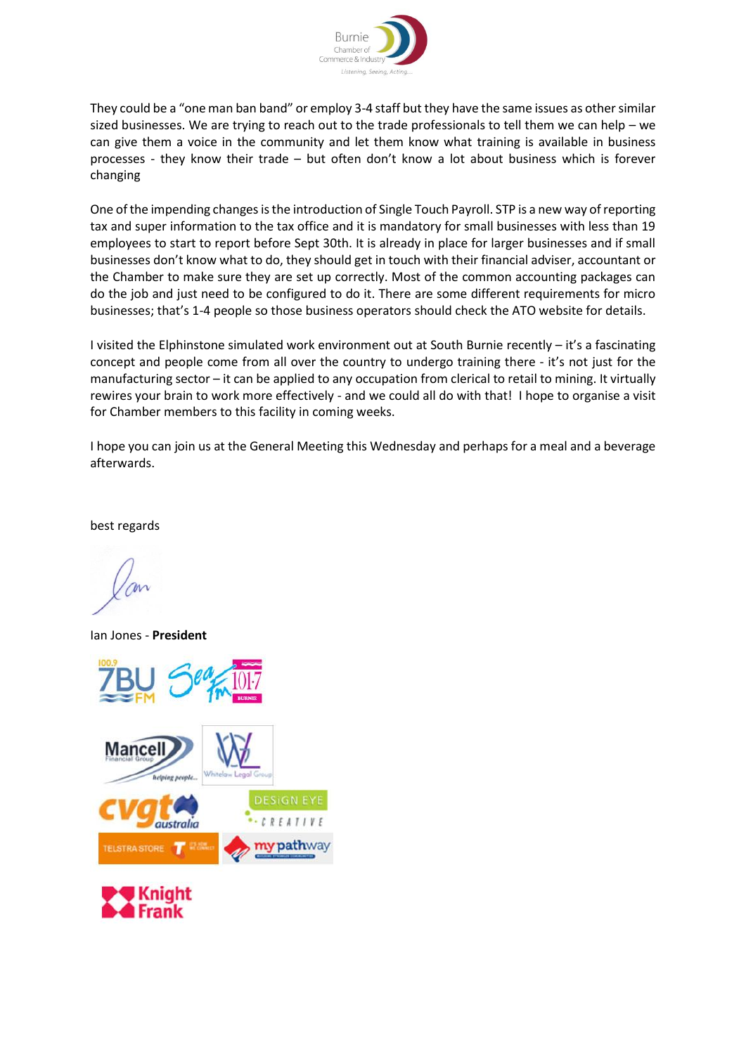They could be a "one man ban band" or employ 3-4 staff but they have the same issues as other similar sized businesses. We are trying to reach out to the trade professionals to tell them we can help – we can give them a voice in the community and let them know what training is available in business processes - they know their trade – but often don't know a lot about business which is forever changing

One of the impending changes is the introduction of Single Touch Payroll. STP is a new way of reporting tax and super information to the tax office and it is mandatory for small businesses with less than 19 employees to start to report before Sept 30th. It is already in place for larger businesses and if small businesses don't know what to do, they should get in touch with their financial adviser, accountant or the Chamber to make sure they are set up correctly. Most of the common accounting packages can do the job and just need to be configured to do it. There are some different requirements for micro businesses; that's 1-4 people so those business operators should check the ATO website for details.

I visited the Elphinstone simulated work environment out at South Burnie recently – it's a fascinating concept and people come from all over the country to undergo training there - it's not just for the manufacturing sector – it can be applied to any occupation from clerical to retail to mining. It virtually rewires your brain to work more effectively - and we could all do with that! I hope to organise a visit for Chamber members to this facility in coming weeks.

I hope you can join us at the General Meeting this Wednesday and perhaps for a meal and a beverage afterwards.

best regards

Ian Jones - **President**